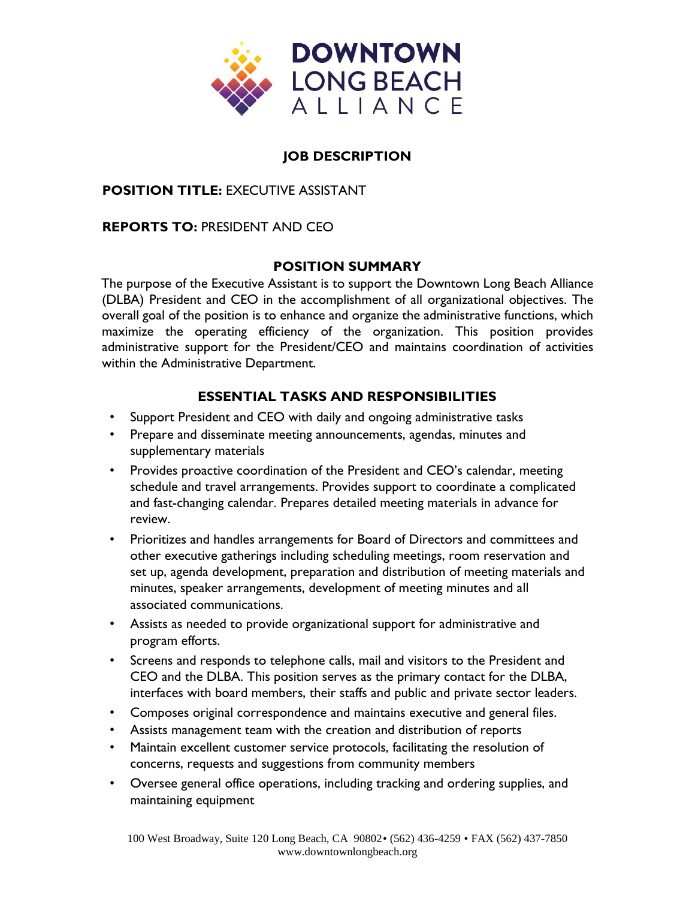DOWNTOWN LONG BEACH ALLIANCE

# JOB DESCRIPTION

**POSITION TITLE:** EXECUTIVE ASSISTANT

**REPORTS TO:** PRESIDENT AND CEO

## POSITION SUMMARY

The purpose of the Executive Assistant is to support the Downtown Long Beach Alliance (DLBA) President and CEO in the accomplishment of all organizational objectives. The overall goal of the position is to enhance and organize the administrative functions, which maximize the operating efficiency of the organization. This position provides administrative support for the President/CEO and maintains coordination of activities within the Administrative Department.

## ESSENTIAL TASKS AND RESPONSIBILITIES

- Support President and CEO with daily and ongoing administrative tasks
- Prepare and disseminate meeting announcements, agendas, minutes and supplementary materials
- Provides proactive coordination of the President and CEO's calendar, meeting schedule and travel arrangements. Provides support to coordinate a complicated and fast-changing calendar. Prepares detailed meeting materials in advance for review.
- Prioritizes and handles arrangements for Board of Directors and committees and other executive gatherings including scheduling meetings, room reservation and set up, agenda development, preparation and distribution of meeting materials and minutes, speaker arrangements, development of meeting minutes and all associated communications.
- Assists as needed to provide organizational support for administrative and program efforts.
- Screens and responds to telephone calls, mail and visitors to the President and CEO and the DLBA. This position serves as the primary contact for the DLBA, interfaces with board members, their staffs and public and private sector leaders.
- Composes original correspondence and maintains executive and general files.
- Assists management team with the creation and distribution of reports
- Maintain excellent customer service protocols, facilitating the resolution of concerns, requests and suggestions from community members
- Oversee general office operations, including tracking and ordering supplies, and maintaining equipment

100 West Broadway, Suite 120 Long Beach, CA 90802• (562) 436-4259 • FAX (562) 437-7850
www.downtownlongbeach.org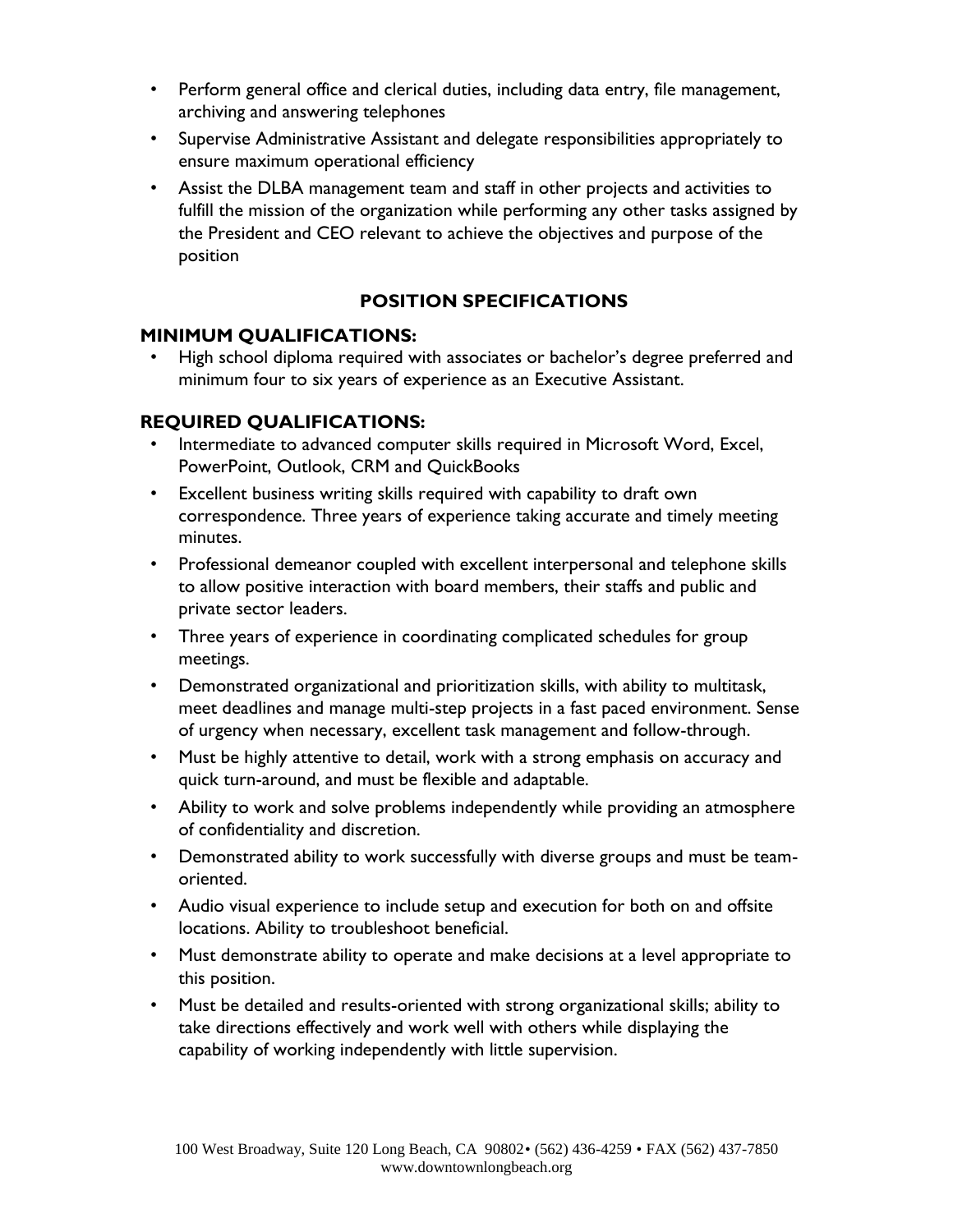- Perform general office and clerical duties, including data entry, file management, archiving and answering telephones
- Supervise Administrative Assistant and delegate responsibilities appropriately to ensure maximum operational efficiency
- Assist the DLBA management team and staff in other projects and activities to fulfill the mission of the organization while performing any other tasks assigned by the President and CEO relevant to achieve the objectives and purpose of the position

## POSITION SPECIFICATIONS

### MINIMUM QUALIFICATIONS:

- High school diploma required with associates or bachelor's degree preferred and minimum four to six years of experience as an Executive Assistant.

### REQUIRED QUALIFICATIONS:

- Intermediate to advanced computer skills required in Microsoft Word, Excel, PowerPoint, Outlook, CRM and QuickBooks
- Excellent business writing skills required with capability to draft own correspondence. Three years of experience taking accurate and timely meeting minutes.
- Professional demeanor coupled with excellent interpersonal and telephone skills to allow positive interaction with board members, their staffs and public and private sector leaders.
- Three years of experience in coordinating complicated schedules for group meetings.
- Demonstrated organizational and prioritization skills, with ability to multitask, meet deadlines and manage multi-step projects in a fast paced environment. Sense of urgency when necessary, excellent task management and follow-through.
- Must be highly attentive to detail, work with a strong emphasis on accuracy and quick turn-around, and must be flexible and adaptable.
- Ability to work and solve problems independently while providing an atmosphere of confidentiality and discretion.
- Demonstrated ability to work successfully with diverse groups and must be team-oriented.
- Audio visual experience to include setup and execution for both on and offsite locations. Ability to troubleshoot beneficial.
- Must demonstrate ability to operate and make decisions at a level appropriate to this position.
- Must be detailed and results-oriented with strong organizational skills; ability to take directions effectively and work well with others while displaying the capability of working independently with little supervision.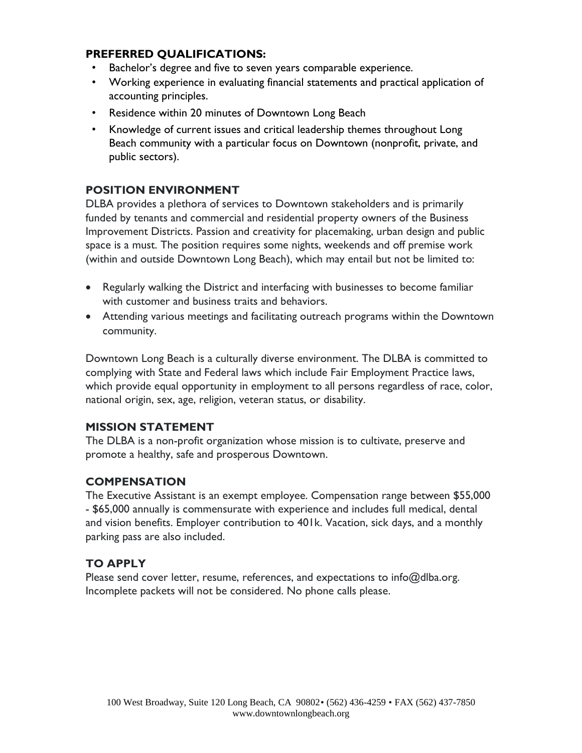## PREFERRED QUALIFICATIONS:

- Bachelor's degree and five to seven years comparable experience.
- Working experience in evaluating financial statements and practical application of accounting principles.
- Residence within 20 minutes of Downtown Long Beach
- Knowledge of current issues and critical leadership themes throughout Long Beach community with a particular focus on Downtown (nonprofit, private, and public sectors).

## POSITION ENVIRONMENT

DLBA provides a plethora of services to Downtown stakeholders and is primarily funded by tenants and commercial and residential property owners of the Business Improvement Districts. Passion and creativity for placemaking, urban design and public space is a must. The position requires some nights, weekends and off premise work (within and outside Downtown Long Beach), which may entail but not be limited to:

- Regularly walking the District and interfacing with businesses to become familiar with customer and business traits and behaviors.
- Attending various meetings and facilitating outreach programs within the Downtown community.

Downtown Long Beach is a culturally diverse environment. The DLBA is committed to complying with State and Federal laws which include Fair Employment Practice laws, which provide equal opportunity in employment to all persons regardless of race, color, national origin, sex, age, religion, veteran status, or disability.

## MISSION STATEMENT

The DLBA is a non-profit organization whose mission is to cultivate, preserve and promote a healthy, safe and prosperous Downtown.

## COMPENSATION

The Executive Assistant is an exempt employee. Compensation range between $55,000 - $65,000 annually is commensurate with experience and includes full medical, dental and vision benefits. Employer contribution to 401k. Vacation, sick days, and a monthly parking pass are also included.

## TO APPLY

Please send cover letter, resume, references, and expectations to info@dlba.org. Incomplete packets will not be considered. No phone calls please.

100 West Broadway, Suite 120 Long Beach, CA 90802• (562) 436-4259 • FAX (562) 437-7850
www.downtownlongbeach.org